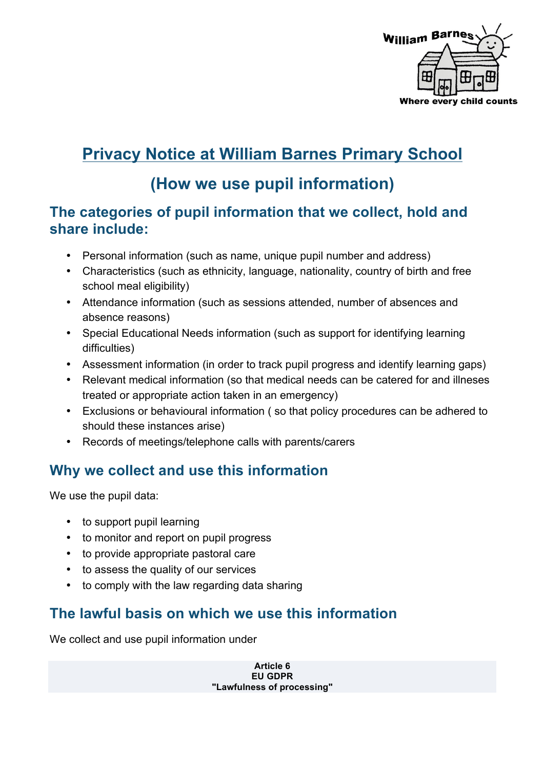William Barnes

Where every child counts

# Privacy Notice at William Barnes Primary School

## (How we use pupil information)

## The categories of pupil information that we collect, hold and share include:

- Personal information (such as name, unique pupil number and address)
- Characteristics (such as ethnicity, language, nationality, country of birth and free school meal eligibility)
- Attendance information (such as sessions attended, number of absences and absence reasons)
- Special Educational Needs information (such as support for identifying learning difficulties)
- Assessment information (in order to track pupil progress and identify learning gaps)
- Relevant medical information (so that medical needs can be catered for and illneses treated or appropriate action taken in an emergency)
- Exclusions or behavioural information ( so that policy procedures can be adhered to should these instances arise)
- Records of meetings/telephone calls with parents/carers

## Why we collect and use this information

We use the pupil data:

- to support pupil learning
- to monitor and report on pupil progress
- to provide appropriate pastoral care
- to assess the quality of our services
- to comply with the law regarding data sharing

## The lawful basis on which we use this information

We collect and use pupil information under

**Article 6**
**EU GDPR**
**"Lawfulness of processing"**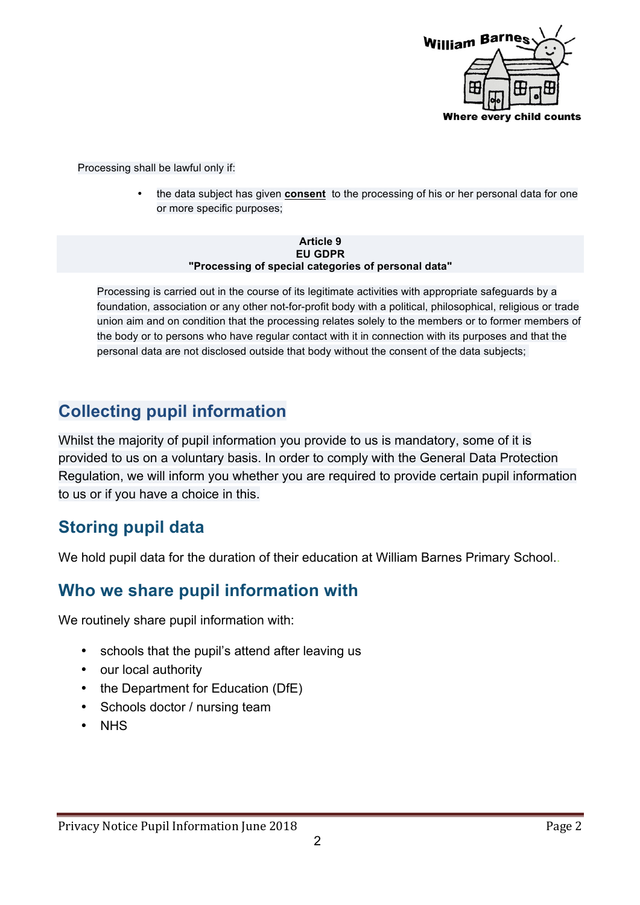Processing shall be lawful only if:

- the data subject has given **consent** to the processing of his or her personal data for one or more specific purposes;

**Article 9**
**EU GDPR**
**"Processing of special categories of personal data"**

Processing is carried out in the course of its legitimate activities with appropriate safeguards by a foundation, association or any other not-for-profit body with a political, philosophical, religious or trade union aim and on condition that the processing relates solely to the members or to former members of the body or to persons who have regular contact with it in connection with its purposes and that the personal data are not disclosed outside that body without the consent of the data subjects;

## Collecting pupil information

Whilst the majority of pupil information you provide to us is mandatory, some of it is provided to us on a voluntary basis. In order to comply with the General Data Protection Regulation, we will inform you whether you are required to provide certain pupil information to us or if you have a choice in this.

## Storing pupil data

We hold pupil data for the duration of their education at William Barnes Primary School..

## Who we share pupil information with

We routinely share pupil information with:

- schools that the pupil's attend after leaving us
- our local authority
- the Department for Education (DfE)
- Schools doctor / nursing team
- NHS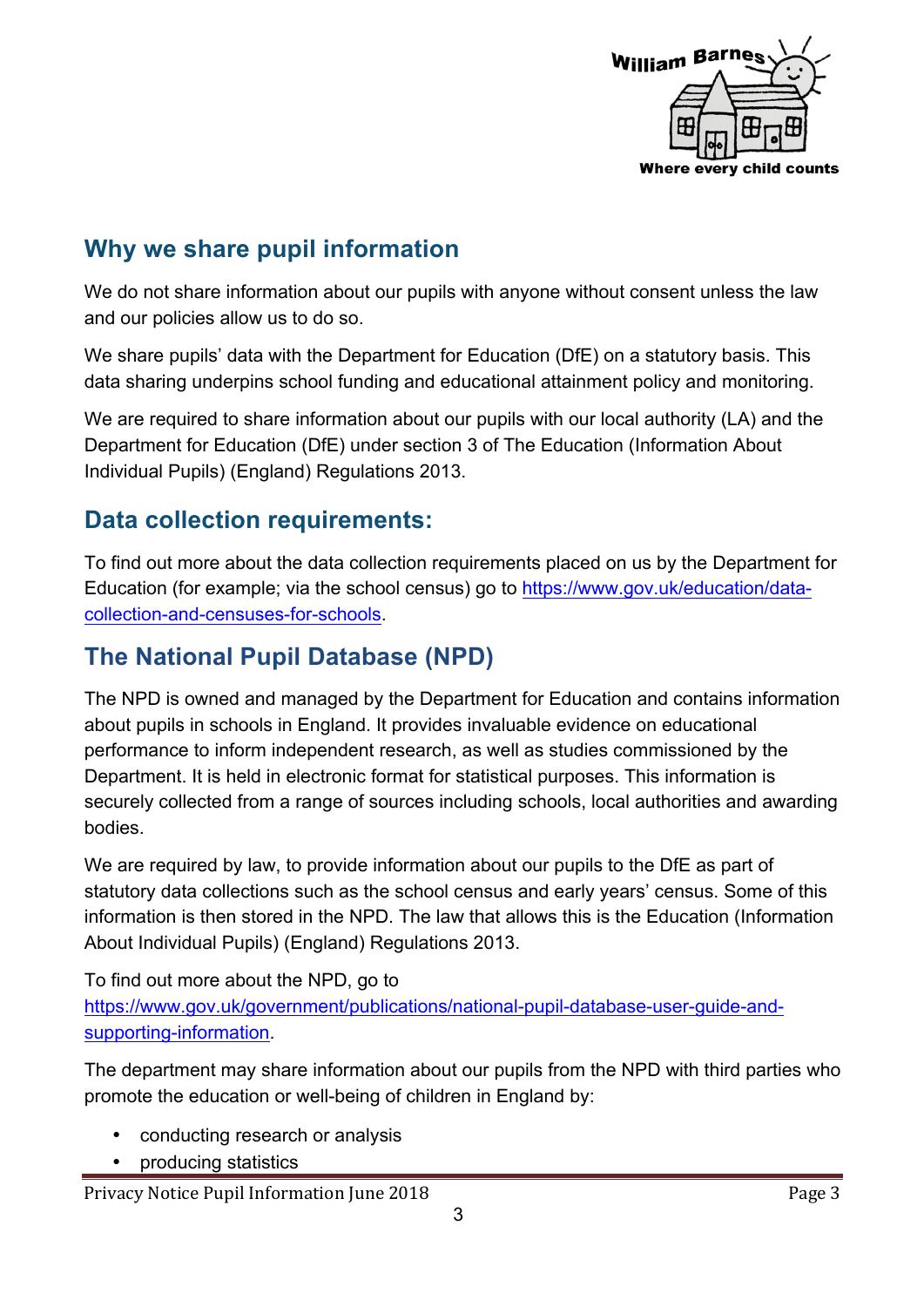## Why we share pupil information

We do not share information about our pupils with anyone without consent unless the law and our policies allow us to do so.

We share pupils' data with the Department for Education (DfE) on a statutory basis. This data sharing underpins school funding and educational attainment policy and monitoring.

We are required to share information about our pupils with our local authority (LA) and the Department for Education (DfE) under section 3 of The Education (Information About Individual Pupils) (England) Regulations 2013.

## Data collection requirements:

To find out more about the data collection requirements placed on us by the Department for Education (for example; via the school census) go to https://www.gov.uk/education/data-collection-and-censuses-for-schools.

## The National Pupil Database (NPD)

The NPD is owned and managed by the Department for Education and contains information about pupils in schools in England. It provides invaluable evidence on educational performance to inform independent research, as well as studies commissioned by the Department. It is held in electronic format for statistical purposes. This information is securely collected from a range of sources including schools, local authorities and awarding bodies.

We are required by law, to provide information about our pupils to the DfE as part of statutory data collections such as the school census and early years' census. Some of this information is then stored in the NPD. The law that allows this is the Education (Information About Individual Pupils) (England) Regulations 2013.

To find out more about the NPD, go to https://www.gov.uk/government/publications/national-pupil-database-user-guide-and-supporting-information.

The department may share information about our pupils from the NPD with third parties who promote the education or well-being of children in England by:

- conducting research or analysis
- producing statistics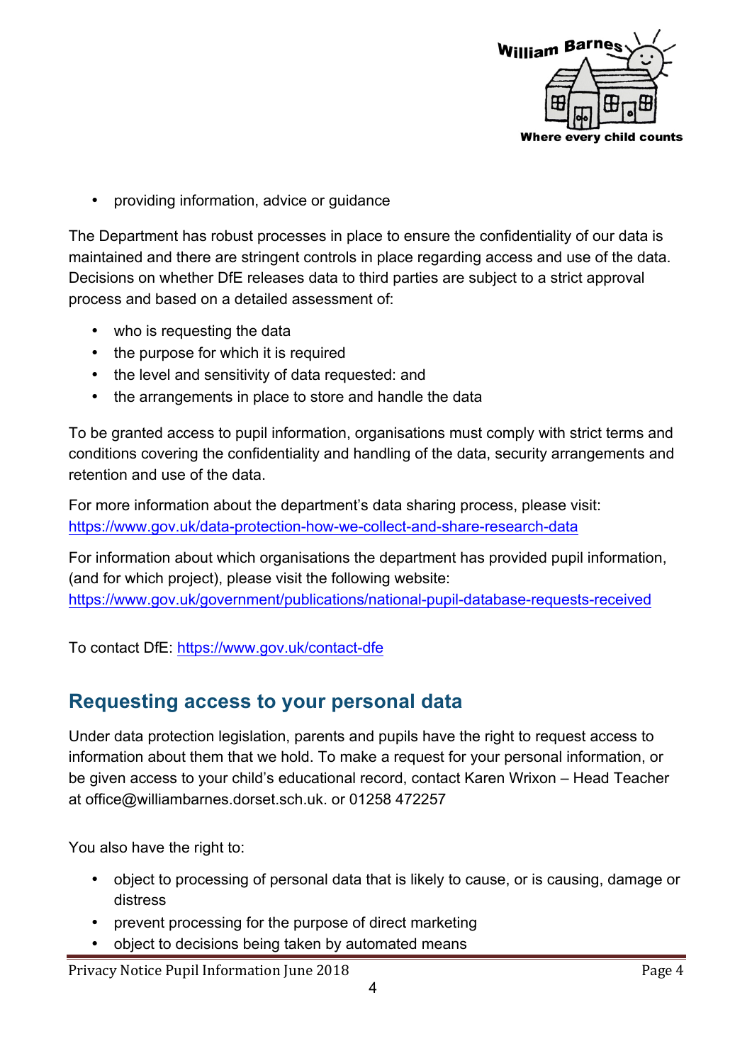- providing information, advice or guidance

The Department has robust processes in place to ensure the confidentiality of our data is maintained and there are stringent controls in place regarding access and use of the data. Decisions on whether DfE releases data to third parties are subject to a strict approval process and based on a detailed assessment of:

- who is requesting the data
- the purpose for which it is required
- the level and sensitivity of data requested: and
- the arrangements in place to store and handle the data

To be granted access to pupil information, organisations must comply with strict terms and conditions covering the confidentiality and handling of the data, security arrangements and retention and use of the data.

For more information about the department's data sharing process, please visit: https://www.gov.uk/data-protection-how-we-collect-and-share-research-data

For information about which organisations the department has provided pupil information, (and for which project), please visit the following website: https://www.gov.uk/government/publications/national-pupil-database-requests-received

To contact DfE: https://www.gov.uk/contact-dfe

## Requesting access to your personal data

Under data protection legislation, parents and pupils have the right to request access to information about them that we hold. To make a request for your personal information, or be given access to your child's educational record, contact Karen Wrixon – Head Teacher at office@williambarnes.dorset.sch.uk. or 01258 472257

You also have the right to:

- object to processing of personal data that is likely to cause, or is causing, damage or distress
- prevent processing for the purpose of direct marketing
- object to decisions being taken by automated means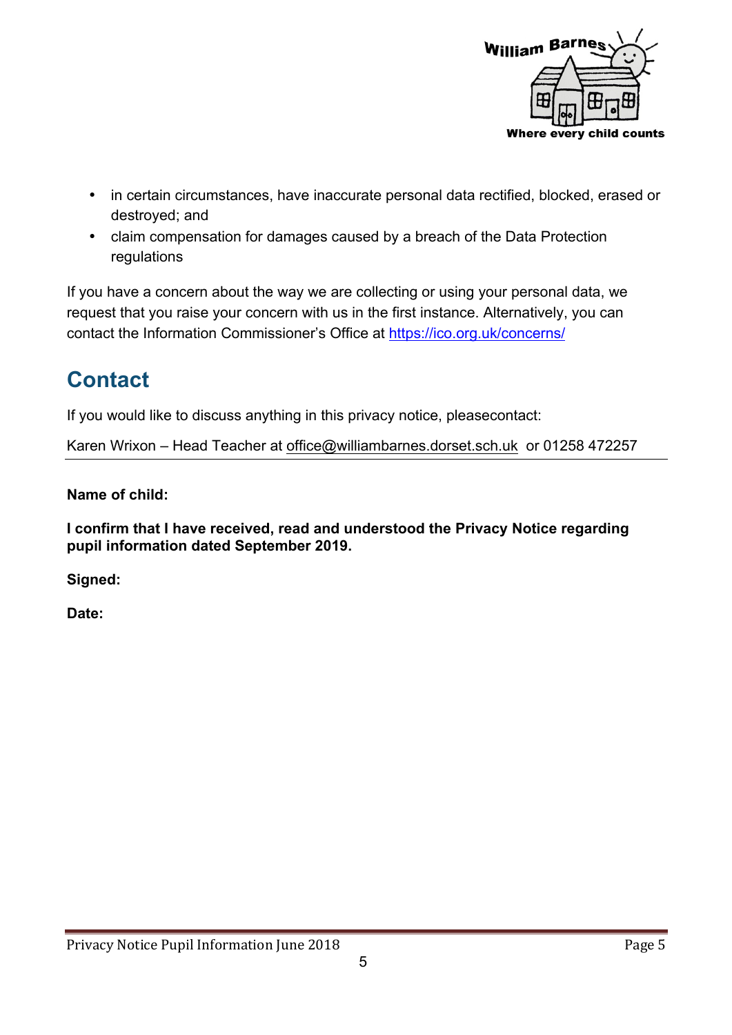- in certain circumstances, have inaccurate personal data rectified, blocked, erased or destroyed; and
- claim compensation for damages caused by a breach of the Data Protection regulations

If you have a concern about the way we are collecting or using your personal data, we request that you raise your concern with us in the first instance. Alternatively, you can contact the Information Commissioner's Office at https://ico.org.uk/concerns/

## Contact

If you would like to discuss anything in this privacy notice, pleasecontact:

Karen Wrixon – Head Teacher at office@williambarnes.dorset.sch.uk or 01258 472257

---

**Name of child:**

**I confirm that I have received, read and understood the Privacy Notice regarding pupil information dated September 2019.**

**Signed:**

**Date:**